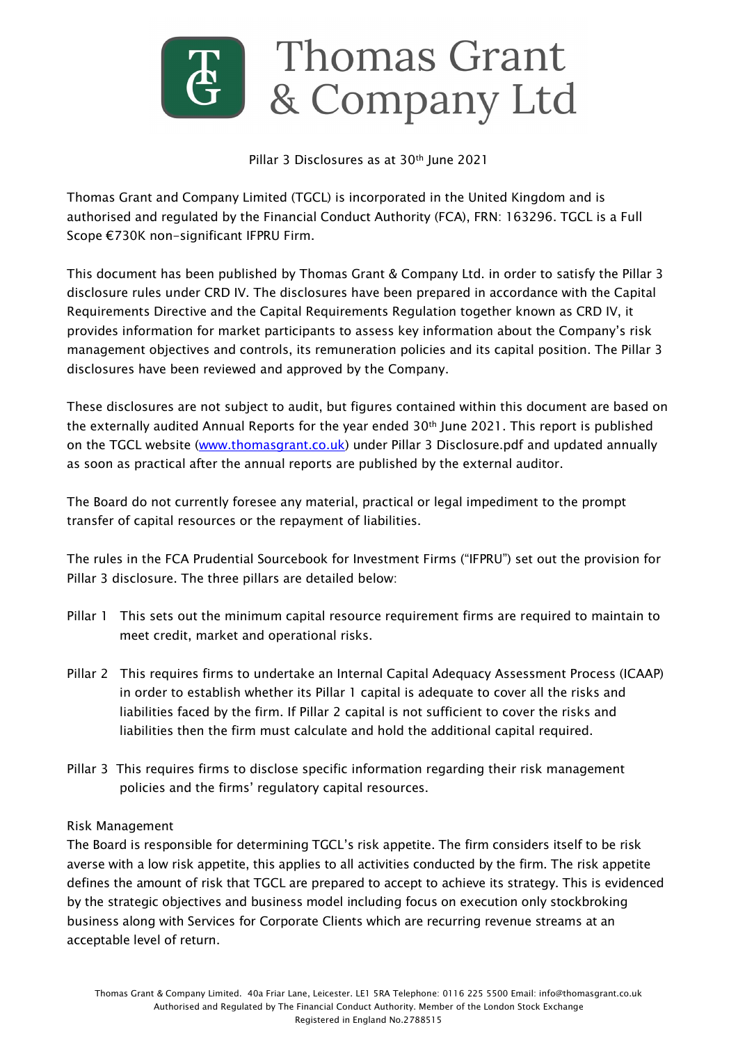# Thomas Grant & Company Ltd

Pillar 3 Disclosures as at 30th June 2021

Thomas Grant and Company Limited (TGCL) is incorporated in the United Kingdom and is authorised and regulated by the Financial Conduct Authority (FCA), FRN: 163296. TGCL is a Full Scope €730K non-significant IFPRU Firm.

This document has been published by Thomas Grant & Company Ltd. in order to satisfy the Pillar 3 disclosure rules under CRD IV. The disclosures have been prepared in accordance with the Capital Requirements Directive and the Capital Requirements Regulation together known as CRD IV, it provides information for market participants to assess key information about the Company's risk management objectives and controls, its remuneration policies and its capital position. The Pillar 3 disclosures have been reviewed and approved by the Company.

These disclosures are not subject to audit, but figures contained within this document are based on the externally audited Annual Reports for the year ended 30th June 2021. This report is published on the TGCL website (www.thomasgrant.co.uk) under Pillar 3 Disclosure.pdf and updated annually as soon as practical after the annual reports are published by the external auditor.

The Board do not currently foresee any material, practical or legal impediment to the prompt transfer of capital resources or the repayment of liabilities.

The rules in the FCA Prudential Sourcebook for Investment Firms ("IFPRU") set out the provision for Pillar 3 disclosure. The three pillars are detailed below:

- Pillar 1 This sets out the minimum capital resource requirement firms are required to maintain to meet credit, market and operational risks.
- Pillar 2 This requires firms to undertake an Internal Capital Adequacy Assessment Process (ICAAP) in order to establish whether its Pillar 1 capital is adequate to cover all the risks and liabilities faced by the firm. If Pillar 2 capital is not sufficient to cover the risks and liabilities then the firm must calculate and hold the additional capital required.
- Pillar 3 This requires firms to disclose specific information regarding their risk management policies and the firms' regulatory capital resources.

## Risk Management

The Board is responsible for determining TGCL's risk appetite. The firm considers itself to be risk averse with a low risk appetite, this applies to all activities conducted by the firm. The risk appetite defines the amount of risk that TGCL are prepared to accept to achieve its strategy. This is evidenced by the strategic objectives and business model including focus on execution only stockbroking business along with Services for Corporate Clients which are recurring revenue streams at an acceptable level of return.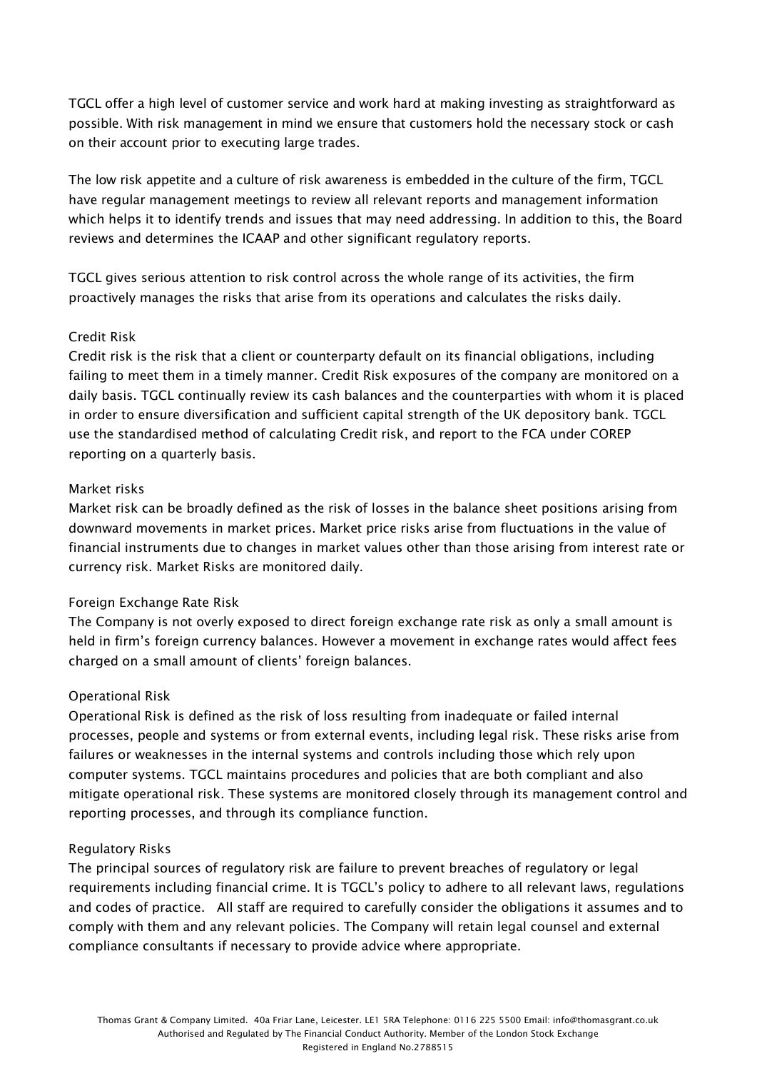TGCL offer a high level of customer service and work hard at making investing as straightforward as possible. With risk management in mind we ensure that customers hold the necessary stock or cash on their account prior to executing large trades.

The low risk appetite and a culture of risk awareness is embedded in the culture of the firm, TGCL have regular management meetings to review all relevant reports and management information which helps it to identify trends and issues that may need addressing. In addition to this, the Board reviews and determines the ICAAP and other significant regulatory reports.

TGCL gives serious attention to risk control across the whole range of its activities, the firm proactively manages the risks that arise from its operations and calculates the risks daily.

### Credit Risk

Credit risk is the risk that a client or counterparty default on its financial obligations, including failing to meet them in a timely manner. Credit Risk exposures of the company are monitored on a daily basis. TGCL continually review its cash balances and the counterparties with whom it is placed in order to ensure diversification and sufficient capital strength of the UK depository bank. TGCL use the standardised method of calculating Credit risk, and report to the FCA under COREP reporting on a quarterly basis.

### Market risks

Market risk can be broadly defined as the risk of losses in the balance sheet positions arising from downward movements in market prices. Market price risks arise from fluctuations in the value of financial instruments due to changes in market values other than those arising from interest rate or currency risk. Market Risks are monitored daily.

### Foreign Exchange Rate Risk

The Company is not overly exposed to direct foreign exchange rate risk as only a small amount is held in firm's foreign currency balances. However a movement in exchange rates would affect fees charged on a small amount of clients' foreign balances.

### Operational Risk

Operational Risk is defined as the risk of loss resulting from inadequate or failed internal processes, people and systems or from external events, including legal risk. These risks arise from failures or weaknesses in the internal systems and controls including those which rely upon computer systems. TGCL maintains procedures and policies that are both compliant and also mitigate operational risk. These systems are monitored closely through its management control and reporting processes, and through its compliance function.

### Regulatory Risks

The principal sources of regulatory risk are failure to prevent breaches of regulatory or legal requirements including financial crime. It is TGCL's policy to adhere to all relevant laws, regulations and codes of practice. All staff are required to carefully consider the obligations it assumes and to comply with them and any relevant policies. The Company will retain legal counsel and external compliance consultants if necessary to provide advice where appropriate.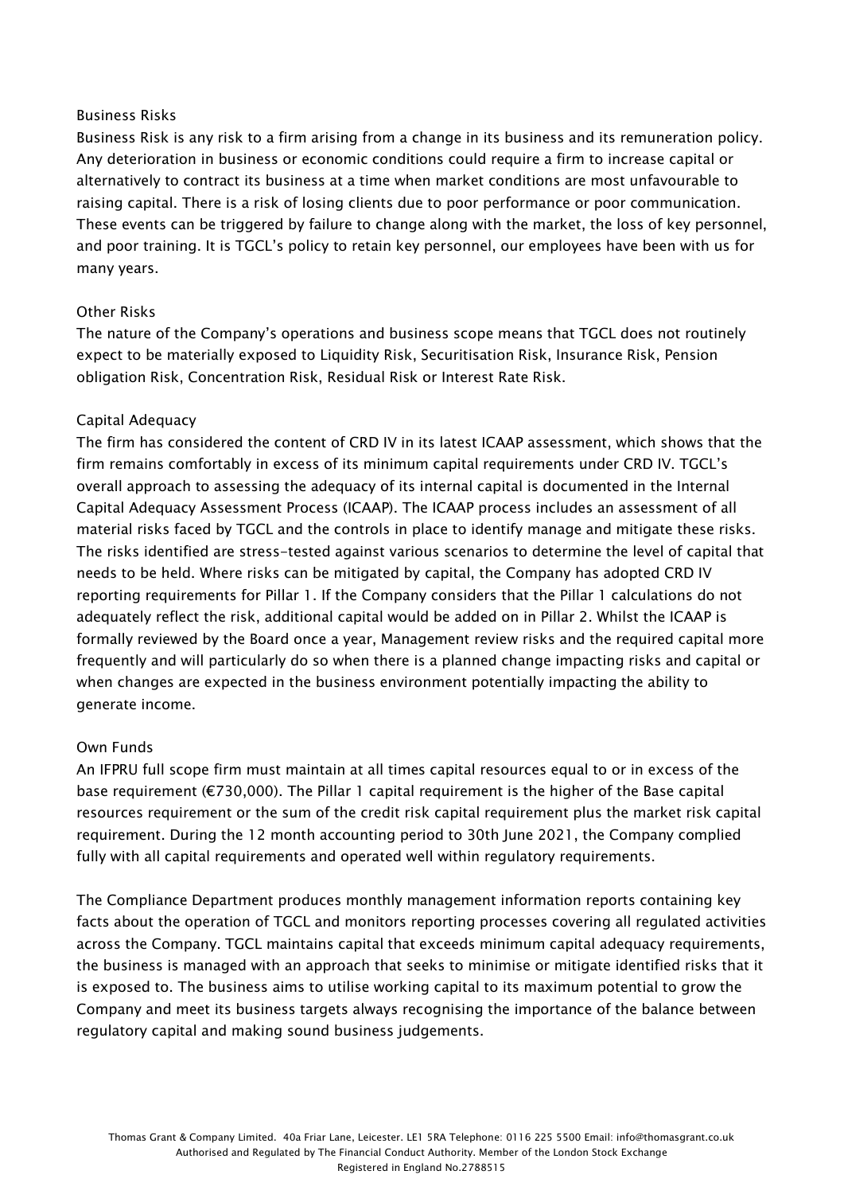## Business Risks

Business Risk is any risk to a firm arising from a change in its business and its remuneration policy. Any deterioration in business or economic conditions could require a firm to increase capital or alternatively to contract its business at a time when market conditions are most unfavourable to raising capital. There is a risk of losing clients due to poor performance or poor communication. These events can be triggered by failure to change along with the market, the loss of key personnel, and poor training. It is TGCL's policy to retain key personnel, our employees have been with us for many years.

## Other Risks

The nature of the Company's operations and business scope means that TGCL does not routinely expect to be materially exposed to Liquidity Risk, Securitisation Risk, Insurance Risk, Pension obligation Risk, Concentration Risk, Residual Risk or Interest Rate Risk.

## Capital Adequacy

The firm has considered the content of CRD IV in its latest ICAAP assessment, which shows that the firm remains comfortably in excess of its minimum capital requirements under CRD IV. TGCL's overall approach to assessing the adequacy of its internal capital is documented in the Internal Capital Adequacy Assessment Process (ICAAP). The ICAAP process includes an assessment of all material risks faced by TGCL and the controls in place to identify manage and mitigate these risks. The risks identified are stress-tested against various scenarios to determine the level of capital that needs to be held. Where risks can be mitigated by capital, the Company has adopted CRD IV reporting requirements for Pillar 1. If the Company considers that the Pillar 1 calculations do not adequately reflect the risk, additional capital would be added on in Pillar 2. Whilst the ICAAP is formally reviewed by the Board once a year, Management review risks and the required capital more frequently and will particularly do so when there is a planned change impacting risks and capital or when changes are expected in the business environment potentially impacting the ability to generate income.

## Own Funds

An IFPRU full scope firm must maintain at all times capital resources equal to or in excess of the base requirement (€730,000). The Pillar 1 capital requirement is the higher of the Base capital resources requirement or the sum of the credit risk capital requirement plus the market risk capital requirement. During the 12 month accounting period to 30th June 2021, the Company complied fully with all capital requirements and operated well within regulatory requirements.

The Compliance Department produces monthly management information reports containing key facts about the operation of TGCL and monitors reporting processes covering all regulated activities across the Company. TGCL maintains capital that exceeds minimum capital adequacy requirements, the business is managed with an approach that seeks to minimise or mitigate identified risks that it is exposed to. The business aims to utilise working capital to its maximum potential to grow the Company and meet its business targets always recognising the importance of the balance between regulatory capital and making sound business judgements.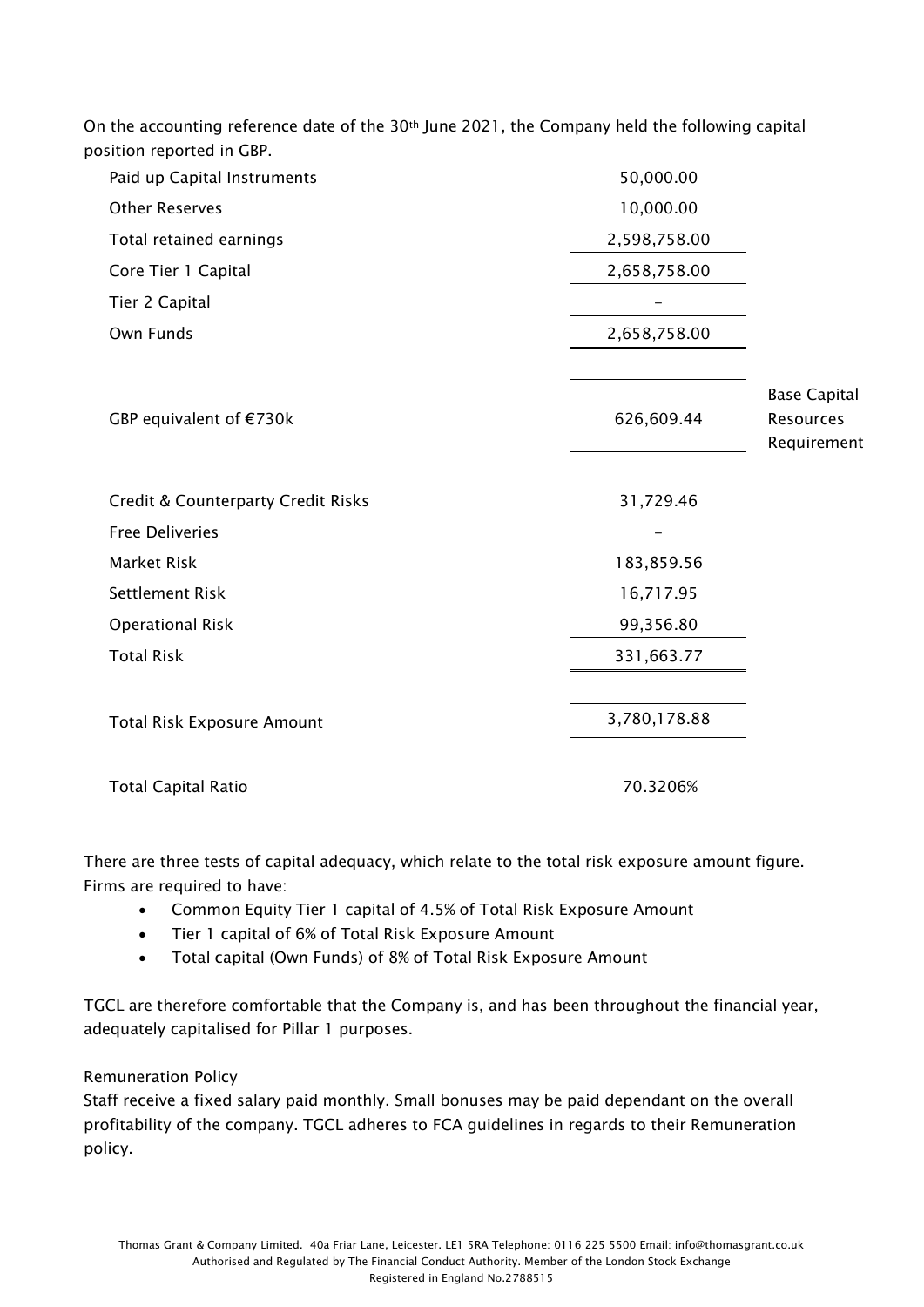On the accounting reference date of the 30th June 2021, the Company held the following capital position reported in GBP.

| | | |
|---|---|---|
| Paid up Capital Instruments | 50,000.00 | |
| Other Reserves | 10,000.00 | |
| Total retained earnings | 2,598,758.00 | |
| Core Tier 1 Capital | 2,658,758.00 | |
| Tier 2 Capital | – | |
| Own Funds | 2,658,758.00 | |
| GBP equivalent of €730k | 626,609.44 | Base Capital Resources Requirement |
| Credit & Counterparty Credit Risks | 31,729.46 | |
| Free Deliveries | – | |
| Market Risk | 183,859.56 | |
| Settlement Risk | 16,717.95 | |
| Operational Risk | 99,356.80 | |
| Total Risk | 331,663.77 | |
| Total Risk Exposure Amount | 3,780,178.88 | |
| Total Capital Ratio | 70.3206% | |

There are three tests of capital adequacy, which relate to the total risk exposure amount figure. Firms are required to have:

- Common Equity Tier 1 capital of 4.5% of Total Risk Exposure Amount
- Tier 1 capital of 6% of Total Risk Exposure Amount
- Total capital (Own Funds) of 8% of Total Risk Exposure Amount

TGCL are therefore comfortable that the Company is, and has been throughout the financial year, adequately capitalised for Pillar 1 purposes.

Remuneration Policy

Staff receive a fixed salary paid monthly. Small bonuses may be paid dependant on the overall profitability of the company. TGCL adheres to FCA guidelines in regards to their Remuneration policy.